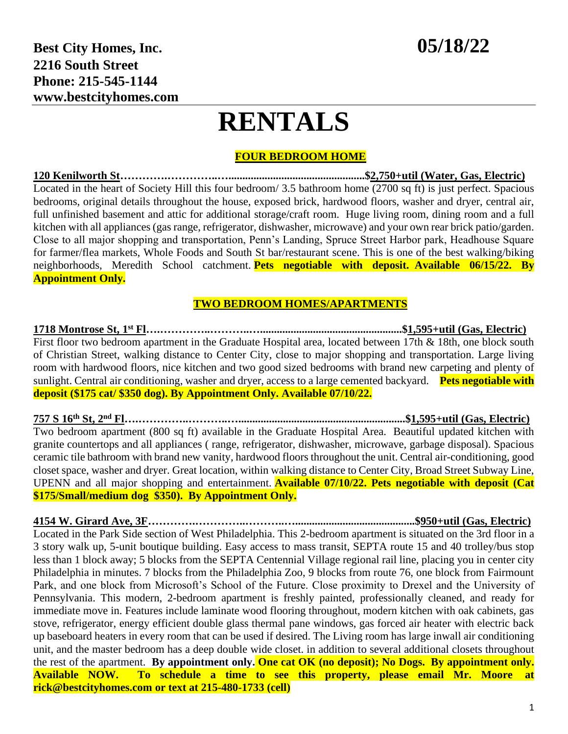**Best City Homes, Inc.**
**2216 South Street**
**Phone: 215-545-1144**
**www.bestcityhomes.com**

**05/18/22**

# RENTALS

## FOUR BEDROOM HOME

**120 Kenilworth St………….………….….................................................$2,750+util (Water, Gas, Electric)**

Located in the heart of Society Hill this four bedroom/ 3.5 bathroom home (2700 sq ft) is just perfect. Spacious bedrooms, original details throughout the house, exposed brick, hardwood floors, washer and dryer, central air, full unfinished basement and attic for additional storage/craft room. Huge living room, dining room and a full kitchen with all appliances (gas range, refrigerator, dishwasher, microwave) and your own rear brick patio/garden. Close to all major shopping and transportation, Penn's Landing, Spruce Street Harbor park, Headhouse Square for farmer/flea markets, Whole Foods and South St bar/restaurant scene. This is one of the best walking/biking neighborhoods, Meredith School catchment. **Pets negotiable with deposit. Available 06/15/22. By Appointment Only.**

## TWO BEDROOM HOMES/APARTMENTS

**1718 Montrose St, 1st Fl….…………..……….….................................................$1,595+util (Gas, Electric)**

First floor two bedroom apartment in the Graduate Hospital area, located between 17th & 18th, one block south of Christian Street, walking distance to Center City, close to major shopping and transportation. Large living room with hardwood floors, nice kitchen and two good sized bedrooms with brand new carpeting and plenty of sunlight. Central air conditioning, washer and dryer, access to a large cemented backyard. **Pets negotiable with deposit ($175 cat/ $350 dog). By Appointment Only. Available 07/10/22.**

**757 S 16th St, 2nd Fl….…………..………..…...........................................................$1,595+util (Gas, Electric)**

Two bedroom apartment (800 sq ft) available in the Graduate Hospital Area. Beautiful updated kitchen with granite countertops and all appliances ( range, refrigerator, dishwasher, microwave, garbage disposal). Spacious ceramic tile bathroom with brand new vanity, hardwood floors throughout the unit. Central air-conditioning, good closet space, washer and dryer. Great location, within walking distance to Center City, Broad Street Subway Line, UPENN and all major shopping and entertainment. **Available 07/10/22. Pets negotiable with deposit (Cat $175/Small/medium dog $350). By Appointment Only.**

**4154 W. Girard Ave, 3F………….………..……….….........................................$950+util (Gas, Electric)**

Located in the Park Side section of West Philadelphia. This 2-bedroom apartment is situated on the 3rd floor in a 3 story walk up, 5-unit boutique building. Easy access to mass transit, SEPTA route 15 and 40 trolley/bus stop less than 1 block away; 5 blocks from the SEPTA Centennial Village regional rail line, placing you in center city Philadelphia in minutes. 7 blocks from the Philadelphia Zoo, 9 blocks from route 76, one block from Fairmount Park, and one block from Microsoft's School of the Future. Close proximity to Drexel and the University of Pennsylvania. This modern, 2-bedroom apartment is freshly painted, professionally cleaned, and ready for immediate move in. Features include laminate wood flooring throughout, modern kitchen with oak cabinets, gas stove, refrigerator, energy efficient double glass thermal pane windows, gas forced air heater with electric back up baseboard heaters in every room that can be used if desired. The Living room has large inwall air conditioning unit, and the master bedroom has a deep double wide closet. in addition to several additional closets throughout the rest of the apartment. **By appointment only. One cat OK (no deposit); No Dogs. By appointment only. Available NOW. To schedule a time to see this property, please email Mr. Moore at rick@bestcityhomes.com or text at 215-480-1733 (cell)**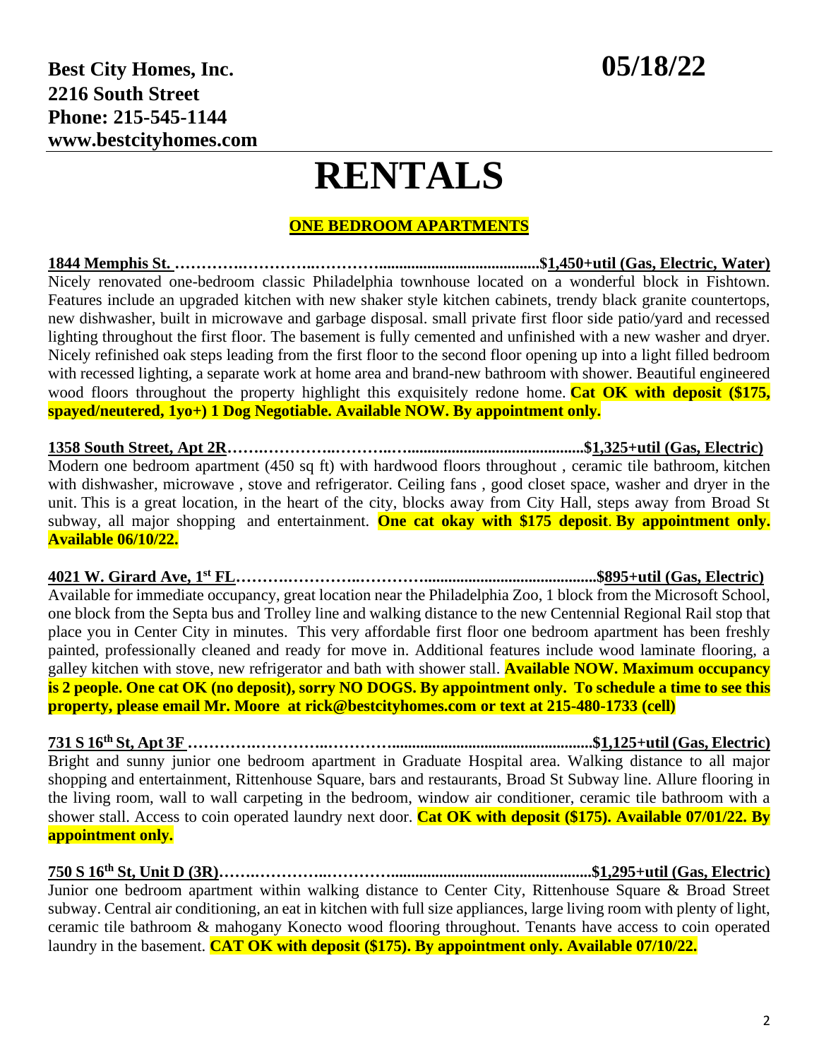**Best City Homes, Inc.**
**2216 South Street**
**Phone: 215-545-1144**
**www.bestcityhomes.com**

**05/18/22**

# RENTALS

## ONE BEDROOM APARTMENTS

**1844 Memphis St. ……………………………………..........................................$1,450+util (Gas, Electric, Water)**

Nicely renovated one-bedroom classic Philadelphia townhouse located on a wonderful block in Fishtown. Features include an upgraded kitchen with new shaker style kitchen cabinets, trendy black granite countertops, new dishwasher, built in microwave and garbage disposal. small private first floor side patio/yard and recessed lighting throughout the first floor. The basement is fully cemented and unfinished with a new washer and dryer. Nicely refinished oak steps leading from the first floor to the second floor opening up into a light filled bedroom with recessed lighting, a separate work at home area and brand-new bathroom with shower. Beautiful engineered wood floors throughout the property highlight this exquisitely redone home. **Cat OK with deposit ($175, spayed/neutered, 1yo+) 1 Dog Negotiable. Available NOW. By appointment only.**

**1358 South Street, Apt 2R…………………………….............................................$1,325+util (Gas, Electric)**

Modern one bedroom apartment (450 sq ft) with hardwood floors throughout , ceramic tile bathroom, kitchen with dishwasher, microwave , stove and refrigerator. Ceiling fans , good closet space, washer and dryer in the unit. This is a great location, in the heart of the city, blocks away from City Hall, steps away from Broad St subway, all major shopping and entertainment. **One cat okay with $175 deposit**. **By appointment only. Available 06/10/22.**

**4021 W. Girard Ave, 1st FL……………………………...........................................$895+util (Gas, Electric)**

Available for immediate occupancy, great location near the Philadelphia Zoo, 1 block from the Microsoft School, one block from the Septa bus and Trolley line and walking distance to the new Centennial Regional Rail stop that place you in Center City in minutes. This very affordable first floor one bedroom apartment has been freshly painted, professionally cleaned and ready for move in. Additional features include wood laminate flooring, a galley kitchen with stove, new refrigerator and bath with shower stall. **Available NOW. Maximum occupancy is 2 people. One cat OK (no deposit), sorry NO DOGS. By appointment only. To schedule a time to see this property, please email Mr. Moore at rick@bestcityhomes.com or text at 215-480-1733 (cell)**

**731 S 16th St, Apt 3F ……………………………….................................................$1,125+util (Gas, Electric)**

Bright and sunny junior one bedroom apartment in Graduate Hospital area. Walking distance to all major shopping and entertainment, Rittenhouse Square, bars and restaurants, Broad St Subway line. Allure flooring in the living room, wall to wall carpeting in the bedroom, window air conditioner, ceramic tile bathroom with a shower stall. Access to coin operated laundry next door. **Cat OK with deposit ($175). Available 07/01/22. By appointment only.**

**750 S 16th St, Unit D (3R)……………………….................................................$1,295+util (Gas, Electric)**

Junior one bedroom apartment within walking distance to Center City, Rittenhouse Square & Broad Street subway. Central air conditioning, an eat in kitchen with full size appliances, large living room with plenty of light, ceramic tile bathroom & mahogany Konecto wood flooring throughout. Tenants have access to coin operated laundry in the basement. **CAT OK with deposit ($175). By appointment only. Available 07/10/22.**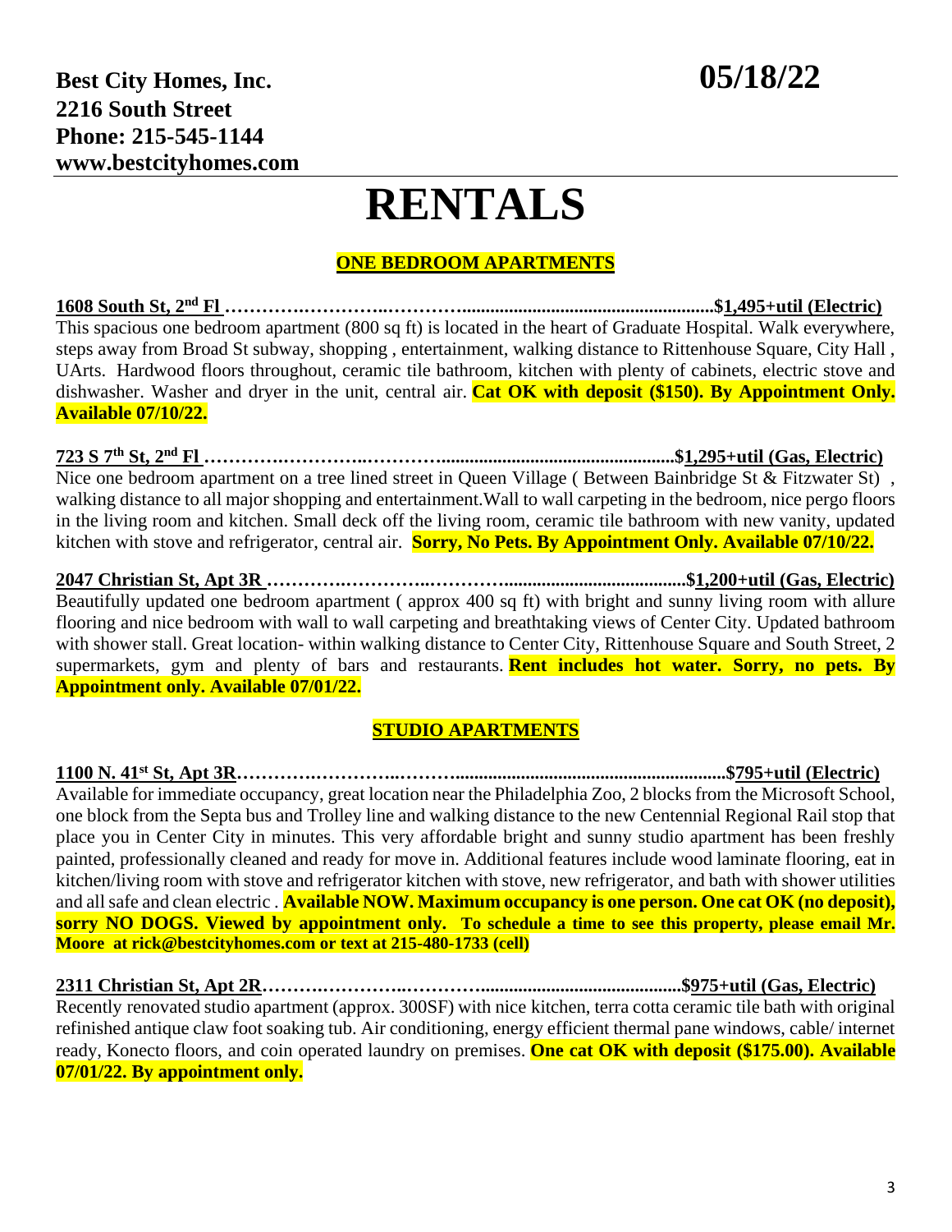**Best City Homes, Inc.**
**2216 South Street**
**Phone: 215-545-1144**
**www.bestcityhomes.com**

**05/18/22**

# RENTALS

## ONE BEDROOM APARTMENTS

**1608 South St, 2nd Fl ………….…………..……….....................................................$1,495+util (Electric)**

This spacious one bedroom apartment (800 sq ft) is located in the heart of Graduate Hospital. Walk everywhere, steps away from Broad St subway, shopping , entertainment, walking distance to Rittenhouse Square, City Hall , UArts. Hardwood floors throughout, ceramic tile bathroom, kitchen with plenty of cabinets, electric stove and dishwasher. Washer and dryer in the unit, central air. **Cat OK with deposit ($150). By Appointment Only. Available 07/10/22.**

**723 S 7th St, 2nd Fl ………….…………..……….................................................$1,295+util (Gas, Electric)**

Nice one bedroom apartment on a tree lined street in Queen Village ( Between Bainbridge St & Fitzwater St) , walking distance to all major shopping and entertainment.Wall to wall carpeting in the bedroom, nice pergo floors in the living room and kitchen. Small deck off the living room, ceramic tile bathroom with new vanity, updated kitchen with stove and refrigerator, central air. **Sorry, No Pets. By Appointment Only. Available 07/10/22.**

**2047 Christian St, Apt 3R ………….…………..……….......................................$1,200+util (Gas, Electric)**

Beautifully updated one bedroom apartment ( approx 400 sq ft) with bright and sunny living room with allure flooring and nice bedroom with wall to wall carpeting and breathtaking views of Center City. Updated bathroom with shower stall. Great location- within walking distance to Center City, Rittenhouse Square and South Street, 2 supermarkets, gym and plenty of bars and restaurants. **Rent includes hot water. Sorry, no pets. By Appointment only. Available 07/01/22.**

## STUDIO APARTMENTS

**1100 N. 41st St, Apt 3R………….………...……..........................................................$795+util (Electric)**

Available for immediate occupancy, great location near the Philadelphia Zoo, 2 blocks from the Microsoft School, one block from the Septa bus and Trolley line and walking distance to the new Centennial Regional Rail stop that place you in Center City in minutes. This very affordable bright and sunny studio apartment has been freshly painted, professionally cleaned and ready for move in. Additional features include wood laminate flooring, eat in kitchen/living room with stove and refrigerator kitchen with stove, new refrigerator, and bath with shower utilities and all safe and clean electric . **Available NOW. Maximum occupancy is one person. One cat OK (no deposit), sorry NO DOGS. Viewed by appointment only. To schedule a time to see this property, please email Mr. Moore at rick@bestcityhomes.com or text at 215-480-1733 (cell)**

**2311 Christian St, Apt 2R……….…………..……….........................................$975+util (Gas, Electric)**

Recently renovated studio apartment (approx. 300SF) with nice kitchen, terra cotta ceramic tile bath with original refinished antique claw foot soaking tub. Air conditioning, energy efficient thermal pane windows, cable/ internet ready, Konecto floors, and coin operated laundry on premises. **One cat OK with deposit ($175.00). Available 07/01/22. By appointment only.**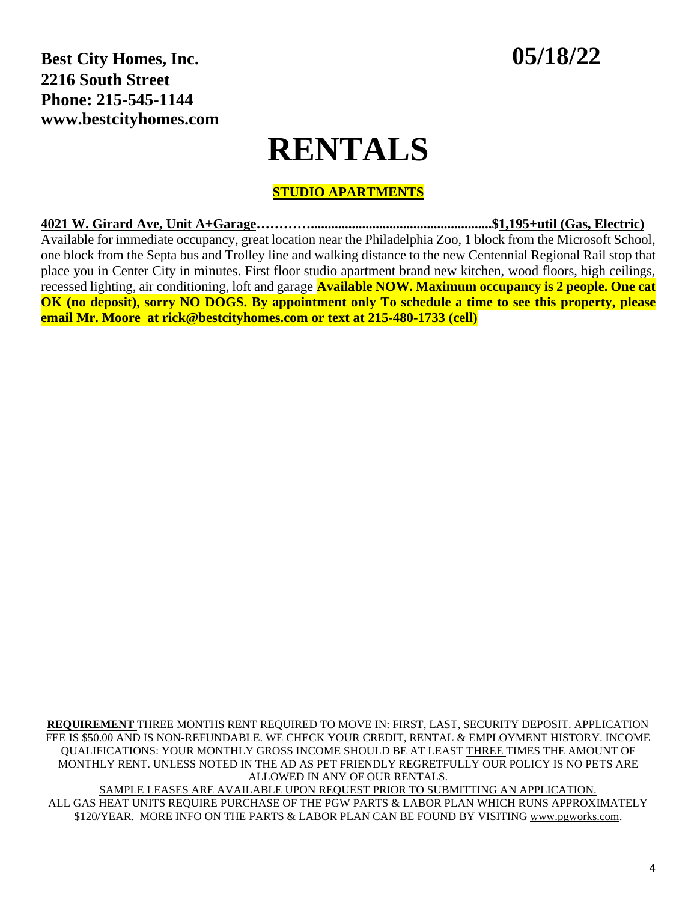**Best City Homes, Inc.**
**2216 South Street**
**Phone: 215-545-1144**
**www.bestcityhomes.com**

**05/18/22**

# RENTALS

## STUDIO APARTMENTS

**4021 W. Girard Ave, Unit A+Garage…………......................................................$1,195+util (Gas, Electric)**

Available for immediate occupancy, great location near the Philadelphia Zoo, 1 block from the Microsoft School, one block from the Septa bus and Trolley line and walking distance to the new Centennial Regional Rail stop that place you in Center City in minutes. First floor studio apartment brand new kitchen, wood floors, high ceilings, recessed lighting, air conditioning, loft and garage **Available NOW. Maximum occupancy is 2 people. One cat OK (no deposit), sorry NO DOGS. By appointment only To schedule a time to see this property, please email Mr. Moore at rick@bestcityhomes.com or text at 215-480-1733 (cell)**

**REQUIREMENT** THREE MONTHS RENT REQUIRED TO MOVE IN: FIRST, LAST, SECURITY DEPOSIT. APPLICATION FEE IS $50.00 AND IS NON-REFUNDABLE. WE CHECK YOUR CREDIT, RENTAL & EMPLOYMENT HISTORY. INCOME QUALIFICATIONS: YOUR MONTHLY GROSS INCOME SHOULD BE AT LEAST THREE TIMES THE AMOUNT OF MONTHLY RENT. UNLESS NOTED IN THE AD AS PET FRIENDLY REGRETFULLY OUR POLICY IS NO PETS ARE ALLOWED IN ANY OF OUR RENTALS.

SAMPLE LEASES ARE AVAILABLE UPON REQUEST PRIOR TO SUBMITTING AN APPLICATION.

ALL GAS HEAT UNITS REQUIRE PURCHASE OF THE PGW PARTS & LABOR PLAN WHICH RUNS APPROXIMATELY $120/YEAR. MORE INFO ON THE PARTS & LABOR PLAN CAN BE FOUND BY VISITING www.pgworks.com.